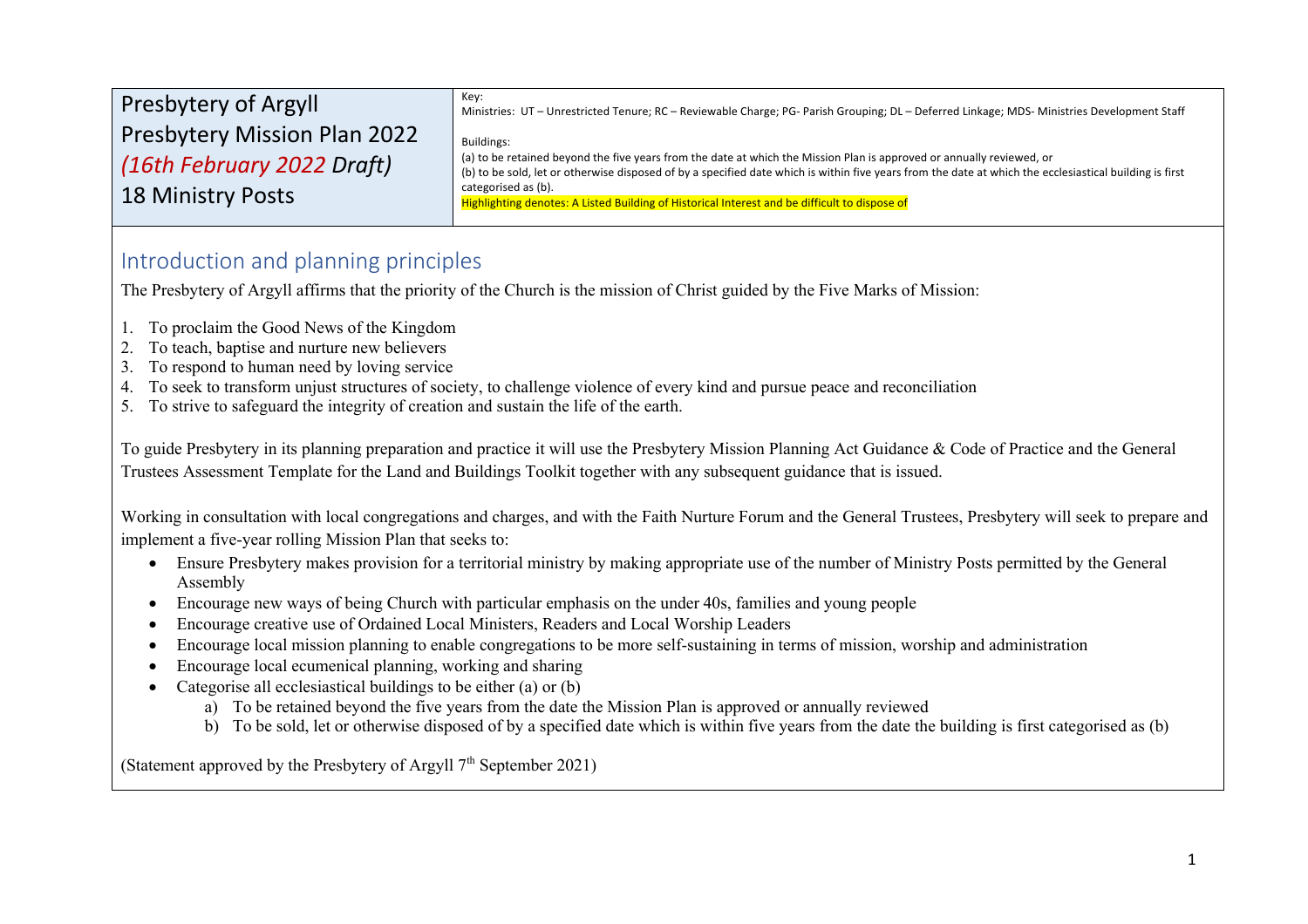| Presbytery of Argyll<br>Presbytery Mission Plan 2022<br>*(16th February 2022 Draft)*<br>18 Ministry Posts | Key:<br>Ministries: UT – Unrestricted Tenure; RC – Reviewable Charge; PG- Parish Grouping; DL – Deferred Linkage; MDS- Ministries Development Staff<br><br>Buildings:<br>(a) to be retained beyond the five years from the date at which the Mission Plan is approved or annually reviewed, or<br>(b) to be sold, let or otherwise disposed of by a specified date which is within five years from the date at which the ecclesiastical building is first categorised as (b).<br>Highlighting denotes: A Listed Building of Historical Interest and be difficult to dispose of |
|---|---|

## Introduction and planning principles

The Presbytery of Argyll affirms that the priority of the Church is the mission of Christ guided by the Five Marks of Mission:

1. To proclaim the Good News of the Kingdom
2. To teach, baptise and nurture new believers
3. To respond to human need by loving service
4. To seek to transform unjust structures of society, to challenge violence of every kind and pursue peace and reconciliation
5. To strive to safeguard the integrity of creation and sustain the life of the earth.

To guide Presbytery in its planning preparation and practice it will use the Presbytery Mission Planning Act Guidance & Code of Practice and the General Trustees Assessment Template for the Land and Buildings Toolkit together with any subsequent guidance that is issued.

Working in consultation with local congregations and charges, and with the Faith Nurture Forum and the General Trustees, Presbytery will seek to prepare and implement a five-year rolling Mission Plan that seeks to:

- Ensure Presbytery makes provision for a territorial ministry by making appropriate use of the number of Ministry Posts permitted by the General Assembly
- Encourage new ways of being Church with particular emphasis on the under 40s, families and young people
- Encourage creative use of Ordained Local Ministers, Readers and Local Worship Leaders
- Encourage local mission planning to enable congregations to be more self-sustaining in terms of mission, worship and administration
- Encourage local ecumenical planning, working and sharing
- Categorise all ecclesiastical buildings to be either (a) or (b)
  a) To be retained beyond the five years from the date the Mission Plan is approved or annually reviewed
  b) To be sold, let or otherwise disposed of by a specified date which is within five years from the date the building is first categorised as (b)

(Statement approved by the Presbytery of Argyll 7th September 2021)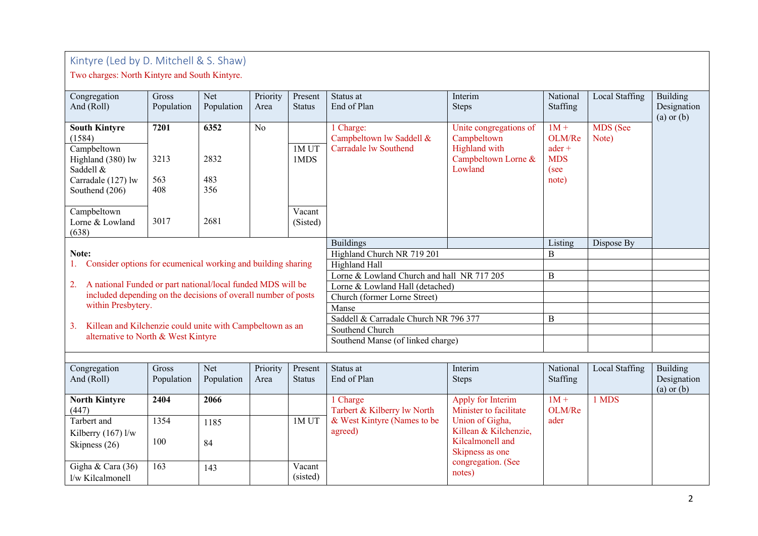## Kintyre (Led by D. Mitchell & S. Shaw)

Two charges: North Kintyre and South Kintyre.

| Congregation And (Roll) | Gross Population | Net Population | Priority Area | Present Status | Status at End of Plan | Interim Steps | National Staffing | Local Staffing | Building Designation (a) or (b) |
|---|---|---|---|---|---|---|---|---|---|
| **South Kintyre** (1584) | **7201** | **6352** | No | | 1 Charge: Campbeltown lw Saddell & Carradale lw Southend | Unite congregations of Campbeltown Highland with Campbeltown Lorne & Lowland | 1M + OLM/Reader + MDS (see note) | MDS (See Note) | |
| Campbeltown Highland (380) lw Saddell & Carradale (127) lw Southend (206) | 3213<br>563<br>408 | 2832<br>483<br>356 | | 1M UT 1MDS | | | | | |
| Campbeltown Lorne & Lowland (638) | 3017 | 2681 | | Vacant (Sisted) | | | | | |

**Note:**

1. Consider options for ecumenical working and building sharing
2. A national Funded or part national/local funded MDS will be included depending on the decisions of overall number of posts within Presbytery.
3. Killean and Kilchenzie could unite with Campbeltown as an alternative to North & West Kintyre

| Buildings | Listing | Dispose By |
|---|---|---|
| Highland Church NR 719 201 | B | |
| Highland Hall | | |
| Lorne & Lowland Church and hall NR 717 205 | B | |
| Lorne & Lowland Hall (detached) | | |
| Church (former Lorne Street) | | |
| Manse | | |
| Saddell & Carradale Church NR 796 377 | B | |
| Southend Church | | |
| Southend Manse (of linked charge) | | |

| Congregation And (Roll) | Gross Population | Net Population | Priority Area | Present Status | Status at End of Plan | Interim Steps | National Staffing | Local Staffing | Building Designation (a) or (b) |
|---|---|---|---|---|---|---|---|---|---|
| **North Kintyre** (447) | **2404** | **2066** | | | 1 Charge Tarbert & Kilberry lw North & West Kintyre (Names to be agreed) | Apply for Interim Minister to facilitate Union of Gigha, Killean & Kilchenzie, Kilcalmonell and Skipness as one congregation. (See notes) | 1M + OLM/Reader | 1 MDS | |
| Tarbert and Kilberry (167) l/w Skipness (26) | 1354<br>100 | 1185<br>84 | | 1M UT | | | | | |
| Gigha & Cara (36) l/w Kilcalmonell | 163 | 143 | | Vacant (sisted) | | | | | |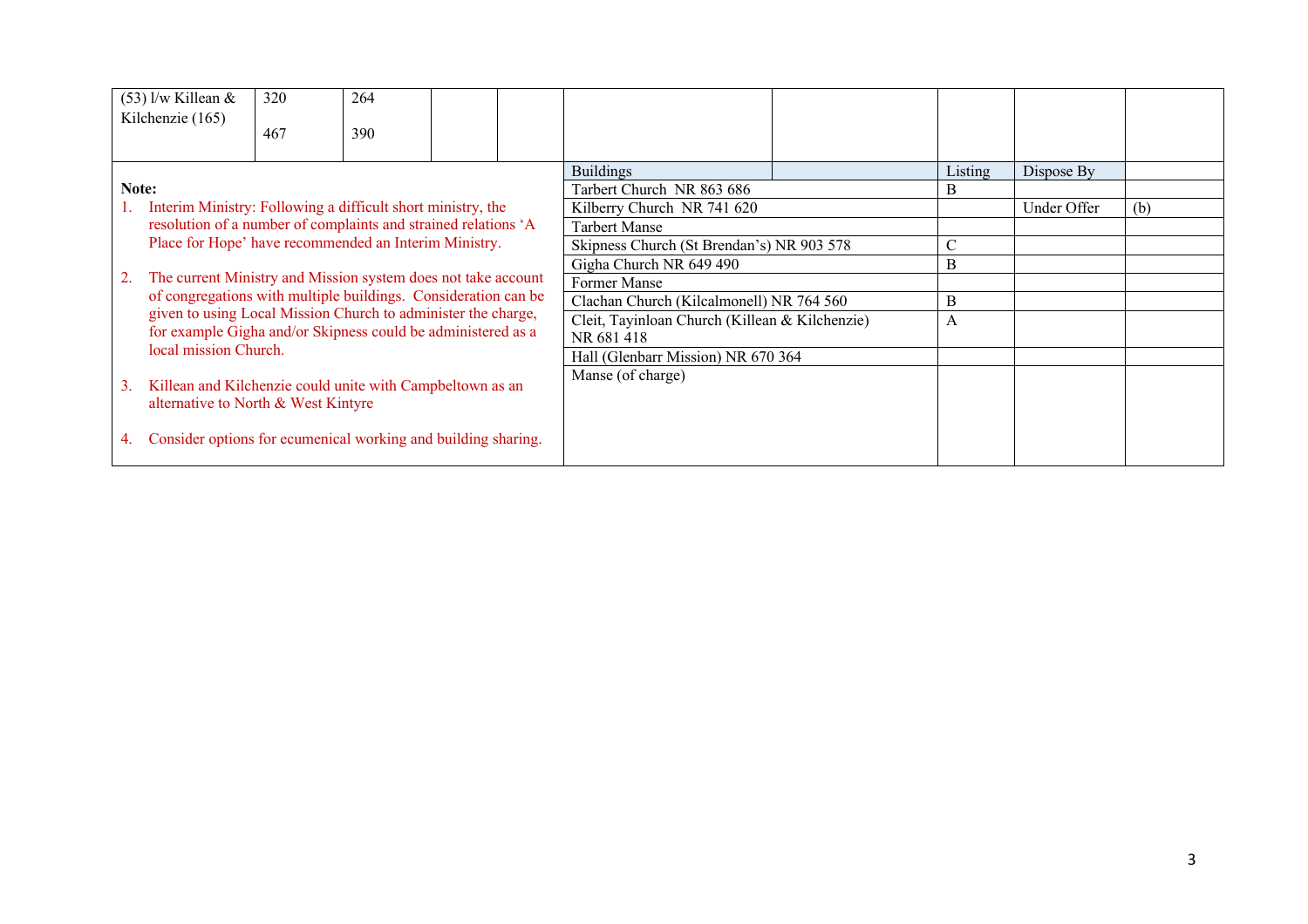| (53) l/w Killean & Kilchenzie (165) | 320<br>467 | 264<br>390 | | | | | | | |
|---|---|---|---|---|---|---|---|---|---|

**Note:**

1. Interim Ministry: Following a difficult short ministry, the resolution of a number of complaints and strained relations 'A Place for Hope' have recommended an Interim Ministry.

2. The current Ministry and Mission system does not take account of congregations with multiple buildings. Consideration can be given to using Local Mission Church to administer the charge, for example Gigha and/or Skipness could be administered as a local mission Church.

3. Killean and Kilchenzie could unite with Campbeltown as an alternative to North & West Kintyre

4. Consider options for ecumenical working and building sharing.

| Buildings | Listing | Dispose By | |
|---|---|---|---|
| Tarbert Church NR 863 686 | B | | |
| Kilberry Church NR 741 620 | | Under Offer | (b) |
| Tarbert Manse | | | |
| Skipness Church (St Brendan's) NR 903 578 | C | | |
| Gigha Church NR 649 490 | B | | |
| Former Manse | | | |
| Clachan Church (Kilcalmonell) NR 764 560 | B | | |
| Cleit, Tayinloan Church (Killean & Kilchenzie) NR 681 418 | A | | |
| Hall (Glenbarr Mission) NR 670 364 | | | |
| Manse (of charge) | | | |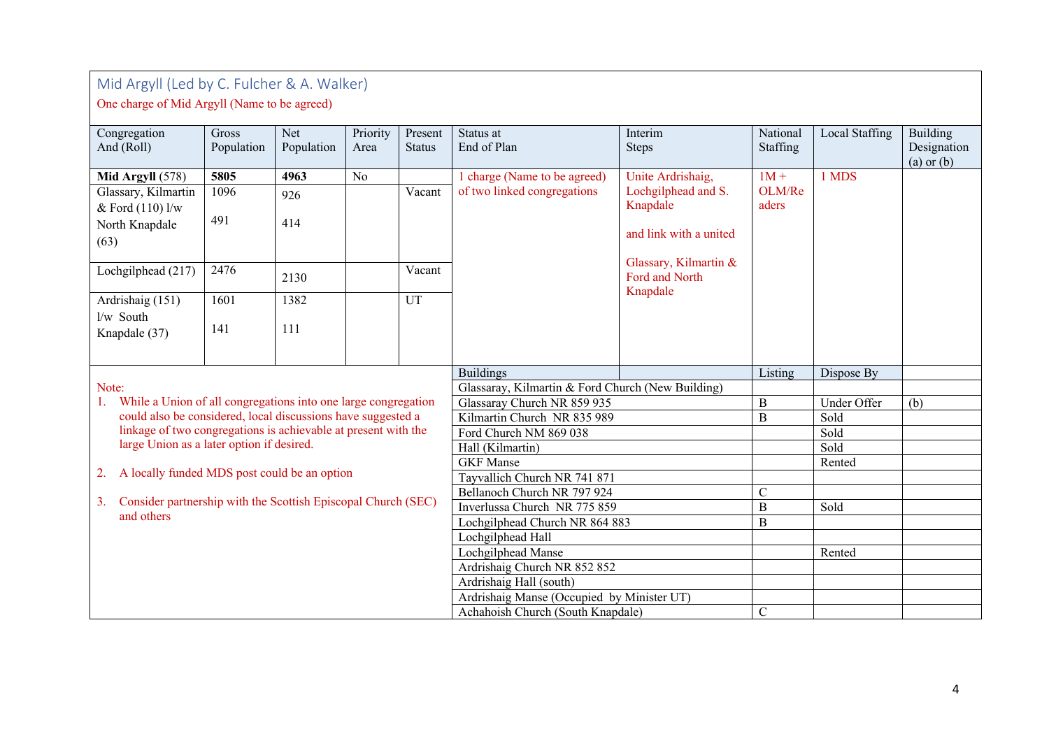## Mid Argyll (Led by C. Fulcher & A. Walker)

One charge of Mid Argyll (Name to be agreed)

| Congregation And (Roll) | Gross Population | Net Population | Priority Area | Present Status | Status at End of Plan | Interim Steps | National Staffing | Local Staffing | Building Designation (a) or (b) |
|---|---|---|---|---|---|---|---|---|---|
| **Mid Argyll** (578) | **5805** | **4963** | No | | 1 charge (Name to be agreed) of two linked congregations | Unite Ardrishaig, Lochgilphead and S. Knapdale and link with a united Glassary, Kilmartin & Ford and North Knapdale | 1M + OLM/Readers | 1 MDS | |
| Glassary, Kilmartin & Ford (110) l/w North Knapdale (63) | 1096<br>491 | 926<br>414 | | Vacant | | | | | |
| Lochgilphead (217) | 2476 | 2130 | | Vacant | | | | | |
| Ardrishaig (151) l/w South Knapdale (37) | 1601<br>141 | 1382<br>111 | | UT | | | | | |

| Buildings | Listing | Dispose By | |
|---|---|---|---|
| Glassaray, Kilmartin & Ford Church (New Building) | | | |
| Glassaray Church NR 859 935 | B | Under Offer | (b) |
| Kilmartin Church NR 835 989 | B | Sold | |
| Ford Church NM 869 038 | | Sold | |
| Hall (Kilmartin) | | Sold | |
| GKF Manse | | Rented | |
| Tayvallich Church NR 741 871 | | | |
| Bellanoch Church NR 797 924 | C | | |
| Inverlussa Church NR 775 859 | B | Sold | |
| Lochgilphead Church NR 864 883 | B | | |
| Lochgilphead Hall | | | |
| Lochgilphead Manse | | Rented | |
| Ardrishaig Church NR 852 852 | | | |
| Ardrishaig Hall (south) | | | |
| Ardrishaig Manse (Occupied by Minister UT) | | | |
| Achahoish Church (South Knapdale) | C | | |

Note:

1. While a Union of all congregations into one large congregation could also be considered, local discussions have suggested a linkage of two congregations is achievable at present with the large Union as a later option if desired.
2. A locally funded MDS post could be an option
3. Consider partnership with the Scottish Episcopal Church (SEC) and others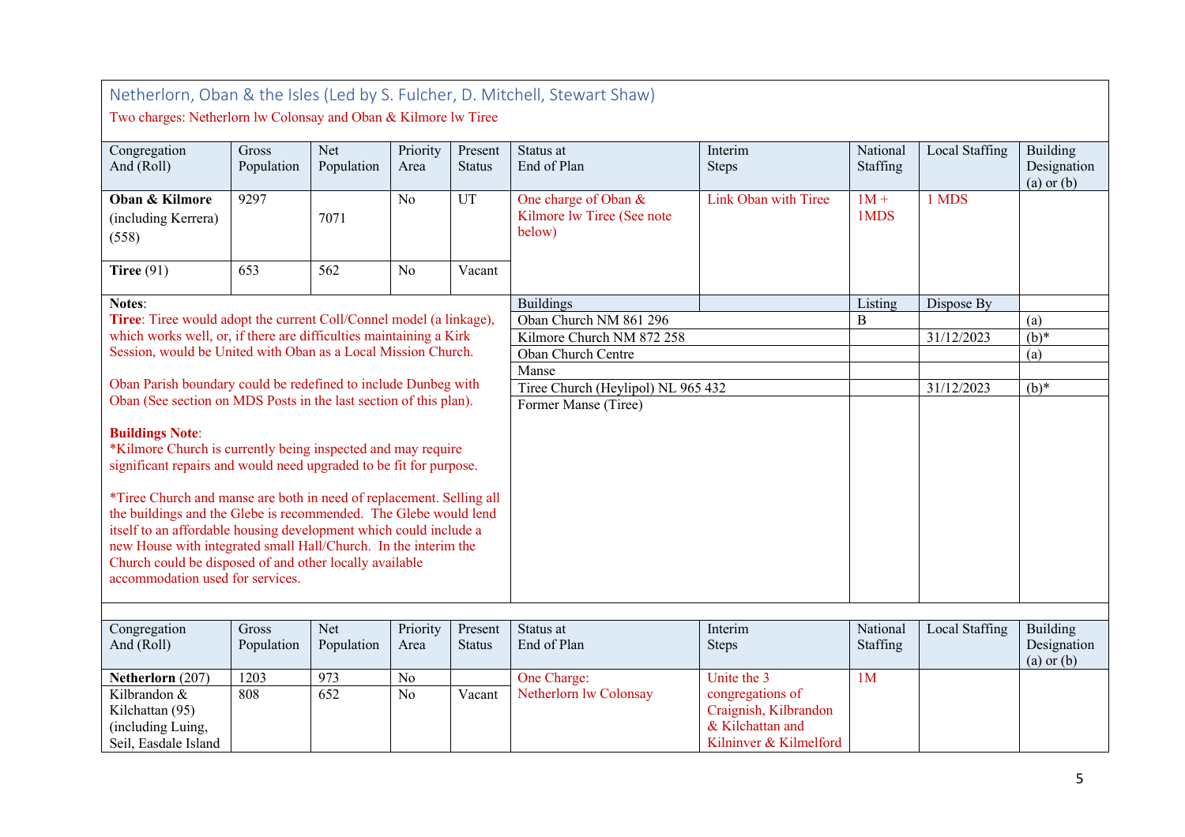## Netherlorn, Oban & the Isles (Led by S. Fulcher, D. Mitchell, Stewart Shaw)

Two charges: Netherlorn lw Colonsay and Oban & Kilmore lw Tiree

| Congregation And (Roll) | Gross Population | Net Population | Priority Area | Present Status | Status at End of Plan | Interim Steps | National Staffing | Local Staffing | Building Designation (a) or (b) |
|---|---|---|---|---|---|---|---|---|---|
| **Oban & Kilmore** (including Kerrera) (558) | 9297 | 7071 | No | UT | One charge of Oban & Kilmore lw Tiree (See note below) | Link Oban with Tiree | 1M + 1MDS | 1 MDS | |
| **Tiree** (91) | 653 | 562 | No | Vacant | | | | | |

**Notes**:

**Tiree**: Tiree would adopt the current Coll/Connel model (a linkage), which works well, or, if there are difficulties maintaining a Kirk Session, would be United with Oban as a Local Mission Church.

Oban Parish boundary could be redefined to include Dunbeg with Oban (See section on MDS Posts in the last section of this plan).

**Buildings Note**:

*Kilmore Church is currently being inspected and may require significant repairs and would need upgraded to be fit for purpose.

*Tiree Church and manse are both in need of replacement. Selling all the buildings and the Glebe is recommended. The Glebe would lend itself to an affordable housing development which could include a new House with integrated small Hall/Church. In the interim the Church could be disposed of and other locally available accommodation used for services.

| Buildings | Listing | Dispose By | Building Designation |
|---|---|---|---|
| Oban Church NM 861 296 | B | | (a) |
| Kilmore Church NM 872 258 | | 31/12/2023 | (b)* |
| Oban Church Centre | | | (a) |
| Manse | | | |
| Tiree Church (Heylipol) NL 965 432 | | 31/12/2023 | (b)* |
| Former Manse (Tiree) | | | |

| Congregation And (Roll) | Gross Population | Net Population | Priority Area | Present Status | Status at End of Plan | Interim Steps | National Staffing | Local Staffing | Building Designation (a) or (b) |
|---|---|---|---|---|---|---|---|---|---|
| **Netherlorn** (207) | 1203 | 973 | No | | One Charge: Netherlorn lw Colonsay | Unite the 3 congregations of Craignish, Kilbrandon & Kilchattan and Kilninver & Kilmelford | 1M | | |
| Kilbrandon & Kilchattan (95) (including Luing, Seil, Easdale Island | 808 | 652 | No | Vacant | | | | | |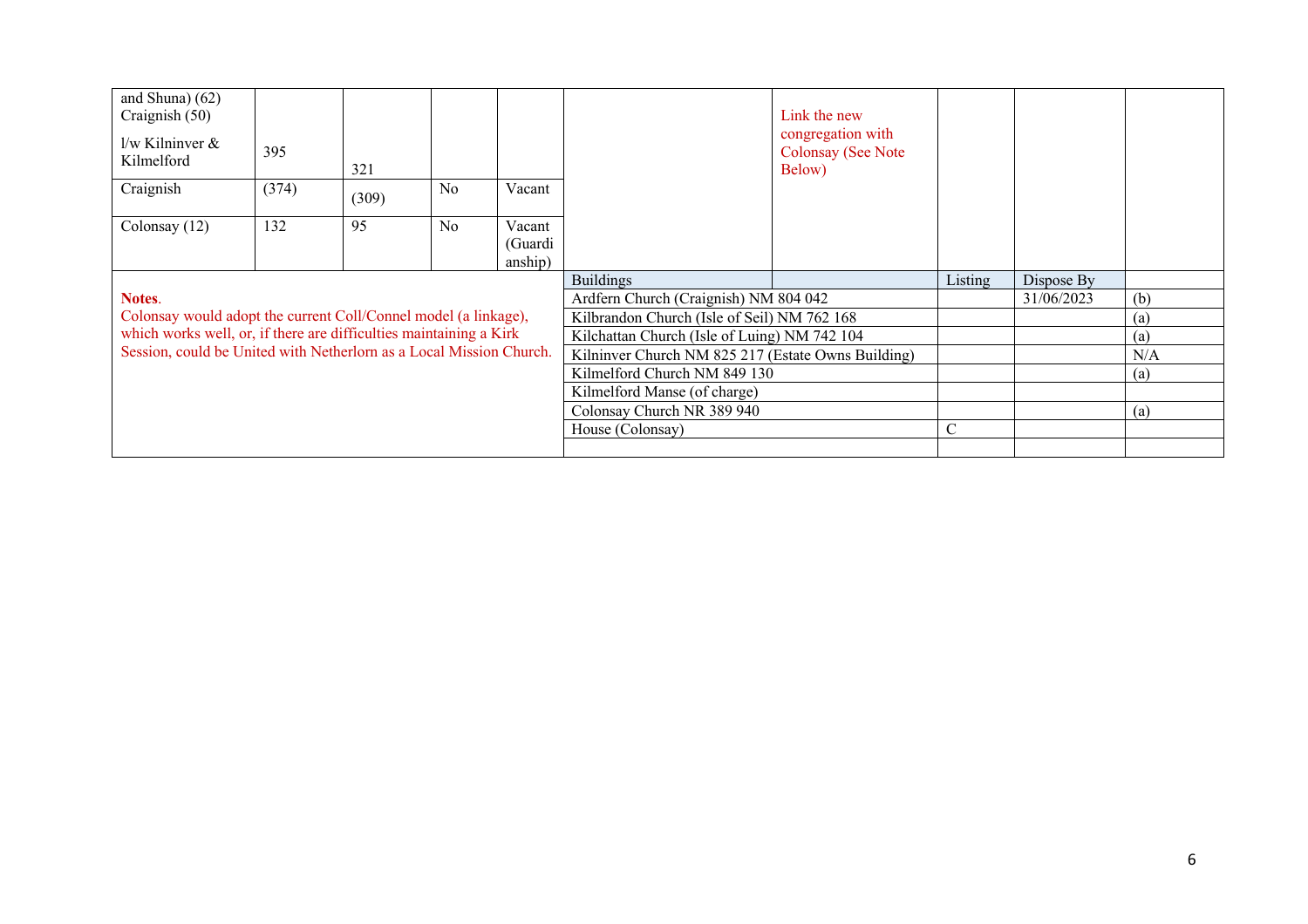| | | | | | | | | | |
|---|---|---|---|---|---|---|---|---|---|
| and Shuna) (62) Craignish (50) l/w Kilninver & Kilmelford | 395 | 321 | | | | Link the new congregation with Colonsay (See Note Below) | | | |
| Craignish | (374) | (309) | No | Vacant | | | | | |
| Colonsay (12) | 132 | 95 | No | Vacant (Guardianship) | | | | | |

**Notes**.
Colonsay would adopt the current Coll/Connel model (a linkage), which works well, or, if there are difficulties maintaining a Kirk Session, could be United with Netherlorn as a Local Mission Church.

| Buildings | Listing | Dispose By | |
|---|---|---|---|
| Ardfern Church (Craignish) NM 804 042 | | 31/06/2023 | (b) |
| Kilbrandon Church (Isle of Seil) NM 762 168 | | | (a) |
| Kilchattan Church (Isle of Luing) NM 742 104 | | | (a) |
| Kilninver Church NM 825 217 (Estate Owns Building) | | | N/A |
| Kilmelford Church NM 849 130 | | | (a) |
| Kilmelford Manse (of charge) | | | |
| Colonsay Church NR 389 940 | | | (a) |
| House (Colonsay) | C | | |
| | | | |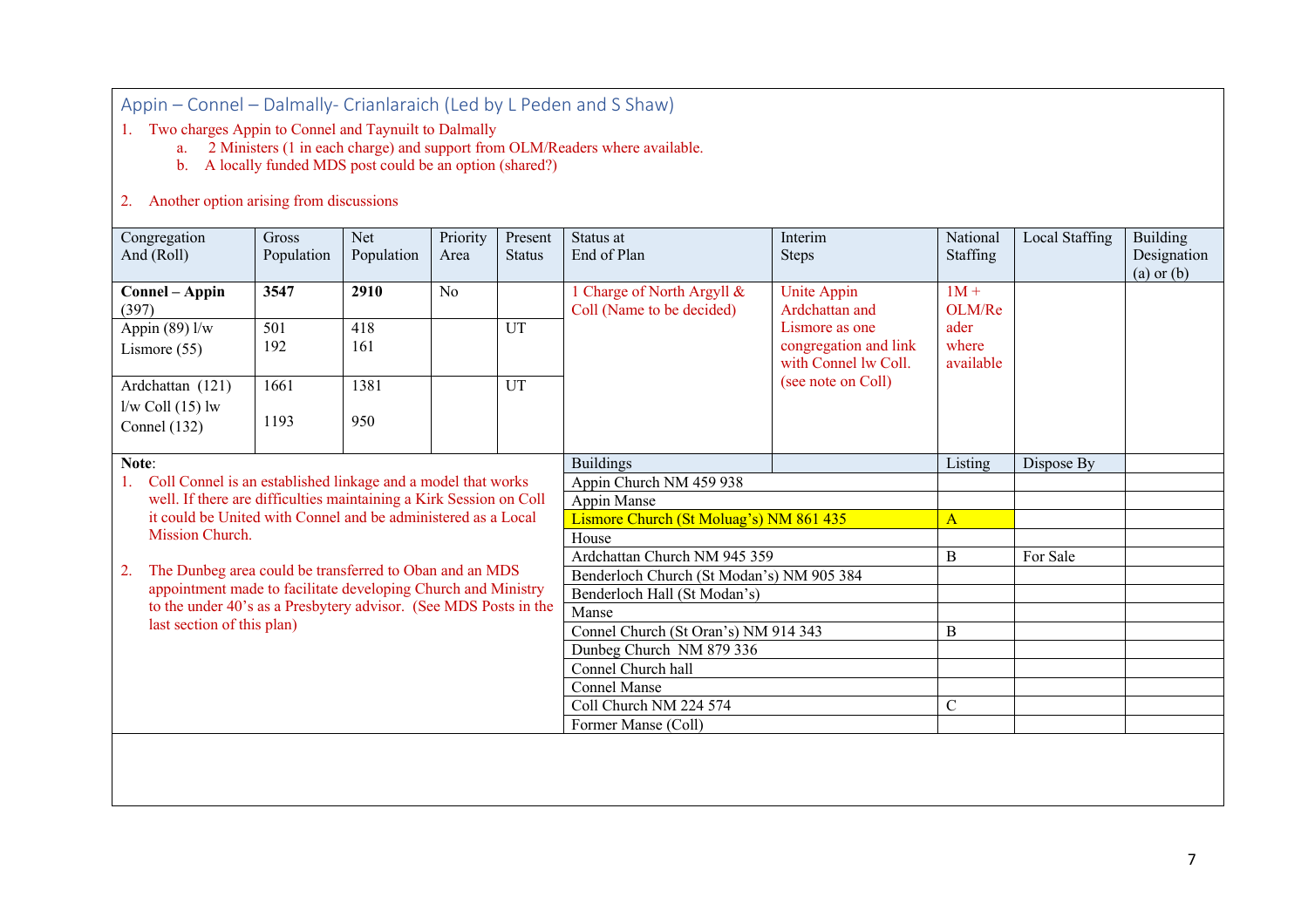## Appin – Connel – Dalmally- Crianlaraich (Led by L Peden and S Shaw)

1. Two charges Appin to Connel and Taynuilt to Dalmally
   a. 2 Ministers (1 in each charge) and support from OLM/Readers where available.
   b. A locally funded MDS post could be an option (shared?)

2. Another option arising from discussions

| Congregation And (Roll) | Gross Population | Net Population | Priority Area | Present Status | Status at End of Plan | Interim Steps | National Staffing | Local Staffing | Building Designation (a) or (b) |
|---|---|---|---|---|---|---|---|---|---|
| **Connel – Appin** (397) | **3547** | **2910** | No | | 1 Charge of North Argyll & Coll (Name to be decided) | Unite Appin Ardchattan and Lismore as one congregation and link with Connel lw Coll. (see note on Coll) | 1M + OLM/Reader where available | | |
| Appin (89) l/w Lismore (55) | 501<br>192 | 418<br>161 | | UT | | | | | |
| Ardchattan (121) l/w Coll (15) lw Connel (132) | 1661<br><br>1193 | 1381<br><br>950 | | UT | | | | | |

**Note**:

1. Coll Connel is an established linkage and a model that works well. If there are difficulties maintaining a Kirk Session on Coll it could be United with Connel and be administered as a Local Mission Church.

2. The Dunbeg area could be transferred to Oban and an MDS appointment made to facilitate developing Church and Ministry to the under 40's as a Presbytery advisor. (See MDS Posts in the last section of this plan)

| Buildings | Listing | Dispose By | |
|---|---|---|---|
| Appin Church NM 459 938 | | | |
| Appin Manse | | | |
| Lismore Church (St Moluag's) NM 861 435 | A | | |
| House | | | |
| Ardchattan Church NM 945 359 | B | For Sale | |
| Benderloch Church (St Modan's) NM 905 384 | | | |
| Benderloch Hall (St Modan's) | | | |
| Manse | | | |
| Connel Church (St Oran's) NM 914 343 | B | | |
| Dunbeg Church NM 879 336 | | | |
| Connel Church hall | | | |
| Connel Manse | | | |
| Coll Church NM 224 574 | C | | |
| Former Manse (Coll) | | | |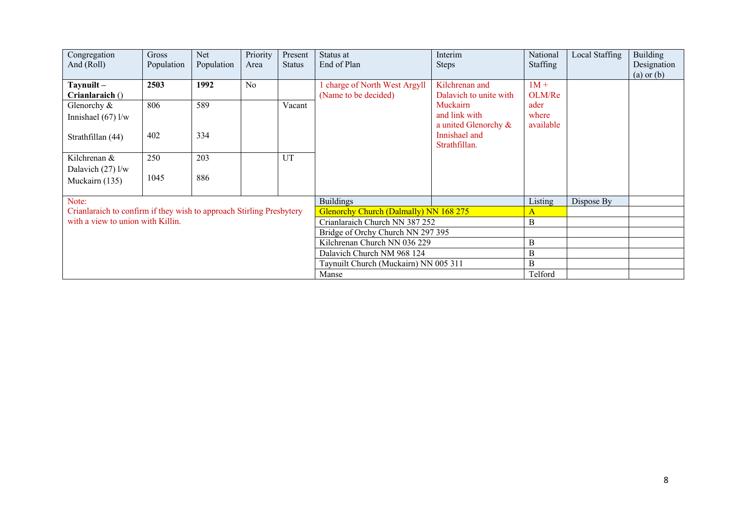| Congregation And (Roll) | Gross Population | Net Population | Priority Area | Present Status | Status at End of Plan | Interim Steps | National Staffing | Local Staffing | Building Designation (a) or (b) |
|---|---|---|---|---|---|---|---|---|---|
| **Taynuilt – Crianlaraich ()** | **2503** | **1992** | No | | 1 charge of North West Argyll (Name to be decided) | Kilchrenan and Dalavich to unite with Muckairn and link with a united Glenorchy & Innishael and Strathfillan. | 1M + OLM/Reader where available | | |
| Glenorchy & Innishael (67) l/w Strathfillan (44) | 806 / 402 | 589 / 334 | | Vacant | | | | | |
| Kilchrenan & Dalavich (27) l/w Muckairn (135) | 250 / 1045 | 203 / 886 | | UT | | | | | |

Note:
Crianlaraich to confirm if they wish to approach Stirling Presbytery with a view to union with Killin.

| Buildings | Listing | Dispose By | |
|---|---|---|---|
| Glenorchy Church (Dalmally) NN 168 275 | A | | |
| Crianlaraich Church NN 387 252 | B | | |
| Bridge of Orchy Church NN 297 395 | | | |
| Kilchrenan Church NN 036 229 | B | | |
| Dalavich Church NM 968 124 | B | | |
| Taynuilt Church (Muckairn) NN 005 311 | B | | |
| Manse | Telford | | |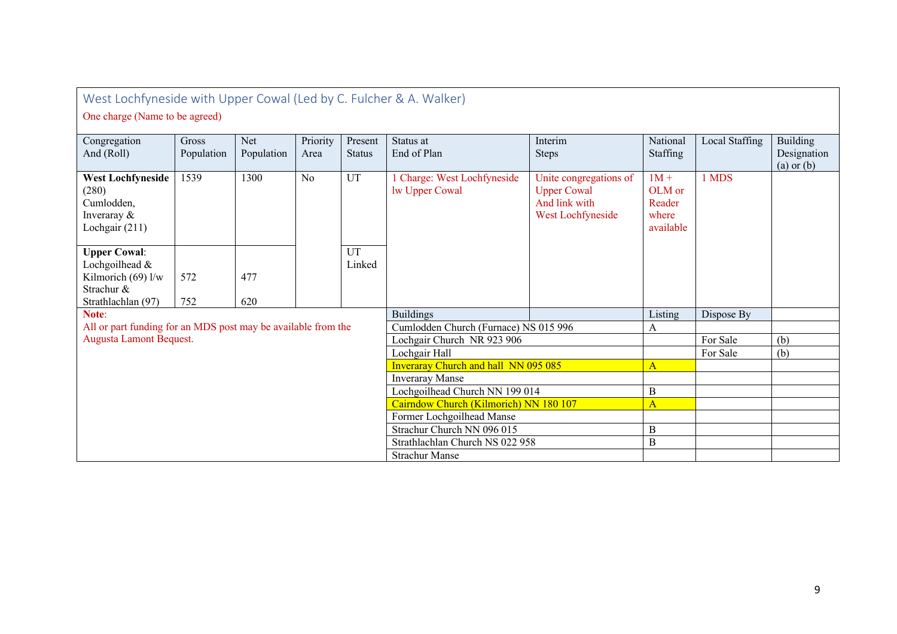## West Lochfyneside with Upper Cowal (Led by C. Fulcher & A. Walker)

One charge (Name to be agreed)

| Congregation And (Roll) | Gross Population | Net Population | Priority Area | Present Status | Status at End of Plan | Interim Steps | National Staffing | Local Staffing | Building Designation (a) or (b) |
|---|---|---|---|---|---|---|---|---|---|
| **West Lochfyneside** (280) Cumlodden, Inveraray & Lochgair (211) | 1539 | 1300 | No | UT | 1 Charge: West Lochfyneside lw Upper Cowal | Unite congregations of Upper Cowal And link with West Lochfyneside | 1M + OLM or Reader where available | 1 MDS | |
| **Upper Cowal**: Lochgoilhead & Kilmorich (69) l/w Strachur & Strathlachlan (97) | 572<br>752 | 477<br>620 | | UT Linked | | | | | |

**Note**: All or part funding for an MDS post may be available from the Augusta Lamont Bequest.

| Buildings | Listing | Dispose By | |
|---|---|---|---|
| Cumlodden Church (Furnace) NS 015 996 | A | | |
| Lochgair Church NR 923 906 | | For Sale | (b) |
| Lochgair Hall | | For Sale | (b) |
| Inveraray Church and hall NN 095 085 | A | | |
| Inveraray Manse | | | |
| Lochgoilhead Church NN 199 014 | B | | |
| Cairndow Church (Kilmorich) NN 180 107 | A | | |
| Former Lochgoilhead Manse | | | |
| Strachur Church NN 096 015 | B | | |
| Strathlachlan Church NS 022 958 | B | | |
| Strachur Manse | | | |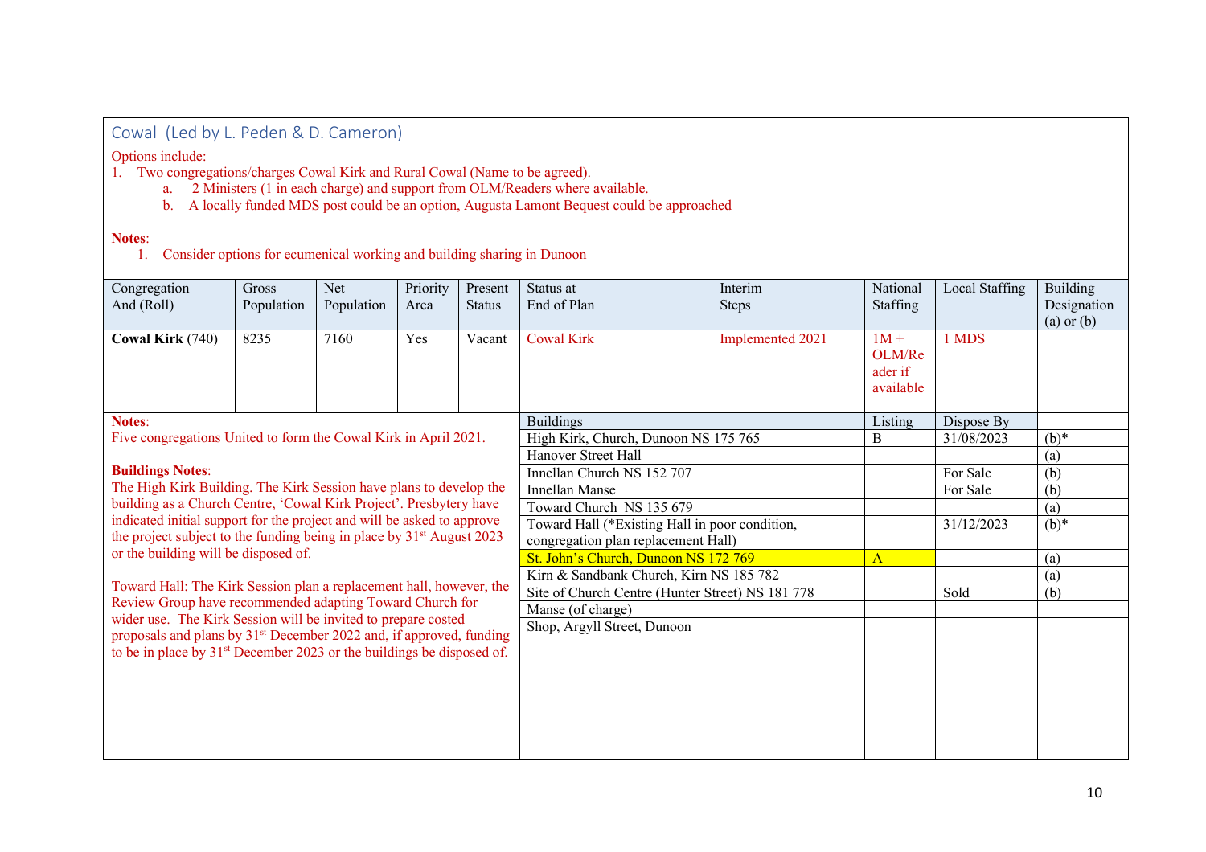## Cowal (Led by L. Peden & D. Cameron)

Options include:

1. Two congregations/charges Cowal Kirk and Rural Cowal (Name to be agreed).
   a. 2 Ministers (1 in each charge) and support from OLM/Readers where available.
   b. A locally funded MDS post could be an option, Augusta Lamont Bequest could be approached

**Notes**:

1. Consider options for ecumenical working and building sharing in Dunoon

| Congregation And (Roll) | Gross Population | Net Population | Priority Area | Present Status | Status at End of Plan | Interim Steps | National Staffing | Local Staffing | Building Designation (a) or (b) |
|---|---|---|---|---|---|---|---|---|---|
| **Cowal Kirk** (740) | 8235 | 7160 | Yes | Vacant | Cowal Kirk | Implemented 2021 | 1M + OLM/Reader if available | 1 MDS | |

**Notes**:
Five congregations United to form the Cowal Kirk in April 2021.

**Buildings Notes**:
The High Kirk Building. The Kirk Session have plans to develop the building as a Church Centre, 'Cowal Kirk Project'. Presbytery have indicated initial support for the project and will be asked to approve the project subject to the funding being in place by 31st August 2023 or the building will be disposed of.

Toward Hall: The Kirk Session plan a replacement hall, however, the Review Group have recommended adapting Toward Church for wider use. The Kirk Session will be invited to prepare costed proposals and plans by 31st December 2022 and, if approved, funding to be in place by 31st December 2023 or the buildings be disposed of.

| Buildings | Listing | Dispose By | Designation |
|---|---|---|---|
| High Kirk, Church, Dunoon NS 175 765 | B | 31/08/2023 | (b)* |
| Hanover Street Hall | | | (a) |
| Innellan Church NS 152 707 | | For Sale | (b) |
| Innellan Manse | | For Sale | (b) |
| Toward Church NS 135 679 | | | (a) |
| Toward Hall (*Existing Hall in poor condition, congregation plan replacement Hall) | | 31/12/2023 | (b)* |
| St. John's Church, Dunoon NS 172 769 | A | | (a) |
| Kirn & Sandbank Church, Kirn NS 185 782 | | | (a) |
| Site of Church Centre (Hunter Street) NS 181 778 | | Sold | (b) |
| Manse (of charge) | | | |
| Shop, Argyll Street, Dunoon | | | |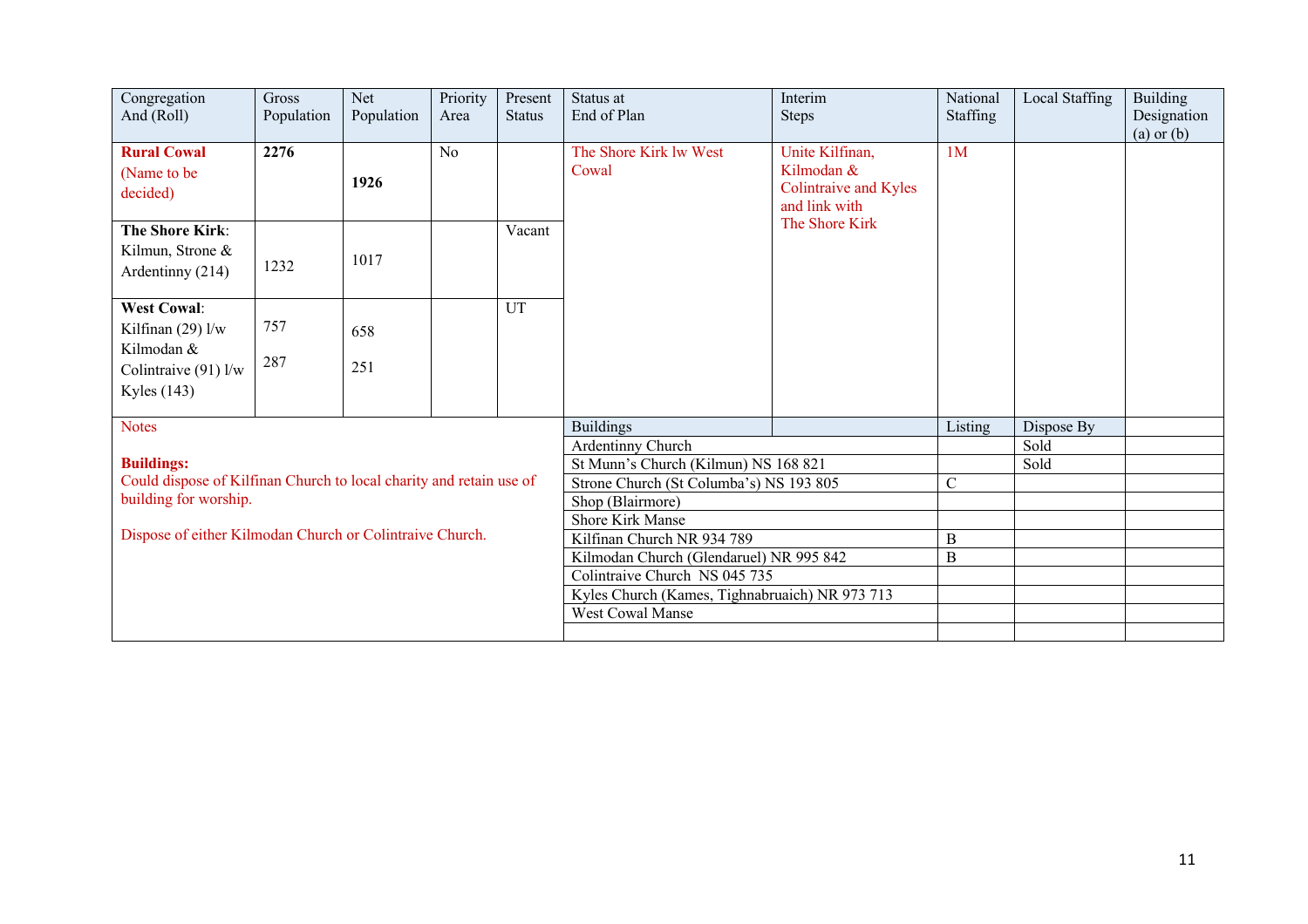| Congregation And (Roll) | Gross Population | Net Population | Priority Area | Present Status | Status at End of Plan | Interim Steps | National Staffing | Local Staffing | Building Designation (a) or (b) |
|---|---|---|---|---|---|---|---|---|---|
| **Rural Cowal** (Name to be decided) | **2276** | **1926** | No | | The Shore Kirk lw West Cowal | Unite Kilfinan, Kilmodan & Colintraive and Kyles and link with The Shore Kirk | 1M | | |
| **The Shore Kirk**: Kilmun, Strone & Ardentinny (214) | 1232 | 1017 | | Vacant | | | | | |
| **West Cowal**: Kilfinan (29) l/w Kilmodan & Colintraive (91) l/w Kyles (143) | 757<br>287 | 658<br>251 | | UT | | | | | |

**Notes**

**Buildings:**

Could dispose of Kilfinan Church to local charity and retain use of building for worship.

Dispose of either Kilmodan Church or Colintraive Church.

| Buildings | Listing | Dispose By | |
|---|---|---|---|
| Ardentinny Church | | Sold | |
| St Munn's Church (Kilmun) NS 168 821 | | Sold | |
| Strone Church (St Columba's) NS 193 805 | C | | |
| Shop (Blairmore) | | | |
| Shore Kirk Manse | | | |
| Kilfinan Church NR 934 789 | B | | |
| Kilmodan Church (Glendaruel) NR 995 842 | B | | |
| Colintraive Church NS 045 735 | | | |
| Kyles Church (Kames, Tighnabruaich) NR 973 713 | | | |
| West Cowal Manse | | | |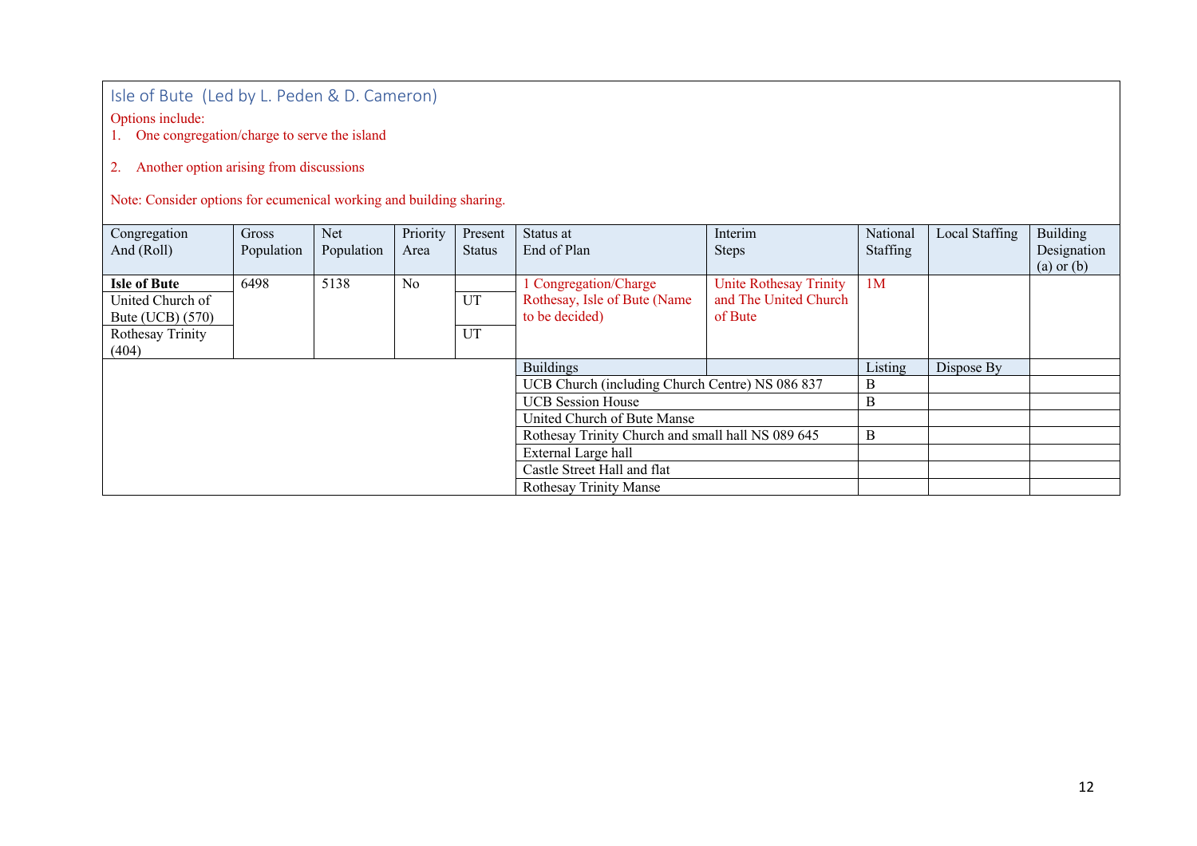## Isle of Bute (Led by L. Peden & D. Cameron)

Options include:

1. One congregation/charge to serve the island

2. Another option arising from discussions

Note: Consider options for ecumenical working and building sharing.

| Congregation And (Roll) | Gross Population | Net Population | Priority Area | Present Status | Status at End of Plan | Interim Steps | National Staffing | Local Staffing | Building Designation (a) or (b) |
|---|---|---|---|---|---|---|---|---|---|
| **Isle of Bute** | 6498 | 5138 | No | | 1 Congregation/Charge Rothesay, Isle of Bute (Name to be decided) | Unite Rothesay Trinity and The United Church of Bute | 1M | | |
| United Church of Bute (UCB) (570) | | | | UT | | | | | |
| Rothesay Trinity (404) | | | | UT | | | | | |
| | | | | | Buildings | | Listing | Dispose By | |
| | | | | | UCB Church (including Church Centre) NS 086 837 | | B | | |
| | | | | | UCB Session House | | B | | |
| | | | | | United Church of Bute Manse | | | | |
| | | | | | Rothesay Trinity Church and small hall NS 089 645 | | B | | |
| | | | | | External Large hall | | | | |
| | | | | | Castle Street Hall and flat | | | | |
| | | | | | Rothesay Trinity Manse | | | | |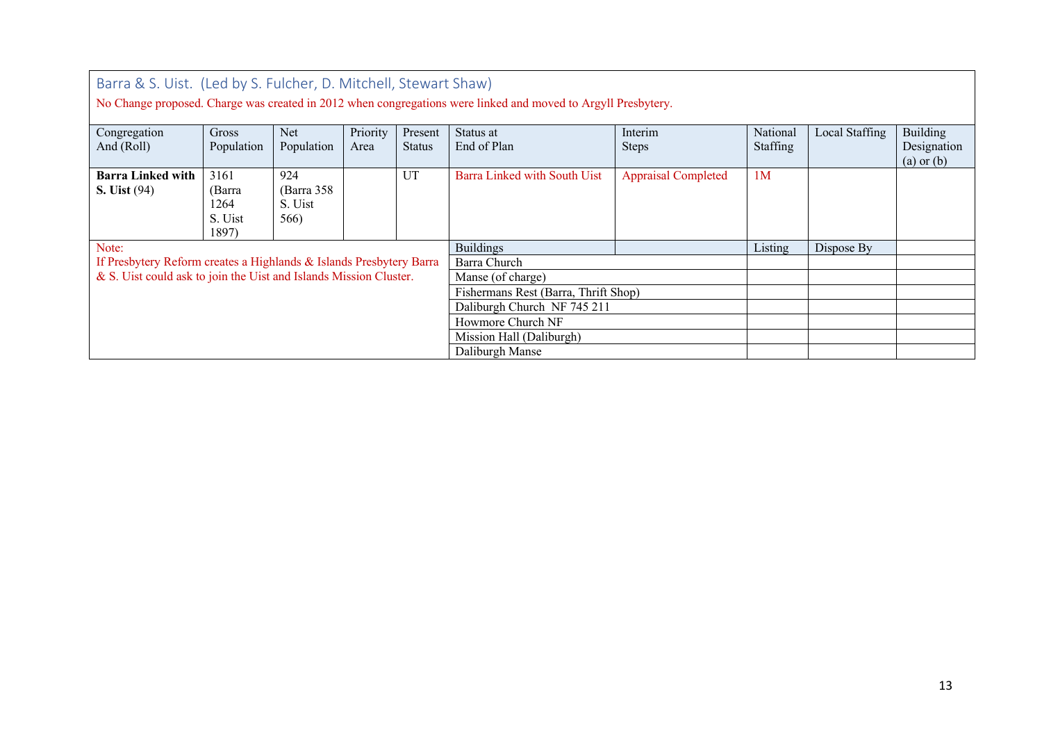## Barra & S. Uist. (Led by S. Fulcher, D. Mitchell, Stewart Shaw)

No Change proposed. Charge was created in 2012 when congregations were linked and moved to Argyll Presbytery.

| Congregation And (Roll) | Gross Population | Net Population | Priority Area | Present Status | Status at End of Plan | Interim Steps | National Staffing | Local Staffing | Building Designation (a) or (b) |
|---|---|---|---|---|---|---|---|---|---|
| **Barra Linked with S. Uist** (94) | 3161 (Barra 1264 S. Uist 1897) | 924 (Barra 358 S. Uist 566) | | UT | Barra Linked with South Uist | Appraisal Completed | 1M | | |

Note:
If Presbytery Reform creates a Highlands & Islands Presbytery Barra & S. Uist could ask to join the Uist and Islands Mission Cluster.

| Buildings | Listing | Dispose By | |
|---|---|---|---|
| Barra Church | | | |
| Manse (of charge) | | | |
| Fishermans Rest (Barra, Thrift Shop) | | | |
| Daliburgh Church NF 745 211 | | | |
| Howmore Church NF | | | |
| Mission Hall (Daliburgh) | | | |
| Daliburgh Manse | | | |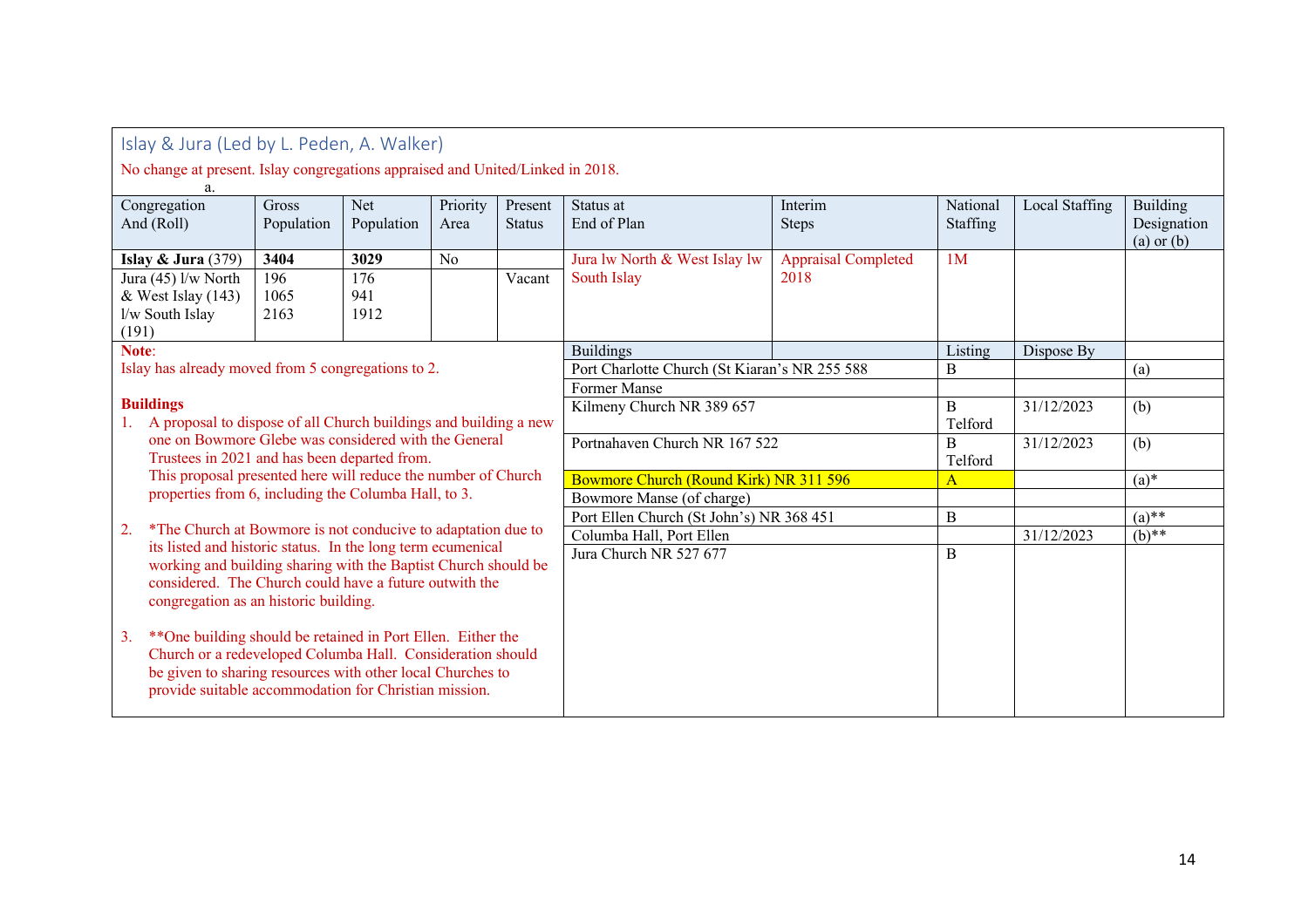## Islay & Jura (Led by L. Peden, A. Walker)

No change at present. Islay congregations appraised and United/Linked in 2018.

a.

| Congregation And (Roll) | Gross Population | Net Population | Priority Area | Present Status | Status at End of Plan | Interim Steps | National Staffing | Local Staffing | Building Designation (a) or (b) |
|---|---|---|---|---|---|---|---|---|---|
| **Islay & Jura** (379) | **3404** | **3029** | No | | Jura lw North & West Islay lw South Islay | Appraisal Completed 2018 | 1M | | |
| Jura (45) l/w North & West Islay (143) l/w South Islay (191) | 196<br>1065<br>2163 | 176<br>941<br>1912 | | Vacant | | | | | |

| Buildings | Listing | Dispose By | |
|---|---|---|---|
| Port Charlotte Church (St Kiaran's NR 255 588 | B | | (a) |
| Former Manse | | | |
| Kilmeny Church NR 389 657 | B Telford | 31/12/2023 | (b) |
| Portnahaven Church NR 167 522 | B Telford | 31/12/2023 | (b) |
| Bowmore Church (Round Kirk) NR 311 596 | A | | (a)* |
| Bowmore Manse (of charge) | | | |
| Port Ellen Church (St John's) NR 368 451 | B | | (a)** |
| Columba Hall, Port Ellen | | 31/12/2023 | (b)** |
| Jura Church NR 527 677 | B | | |

**Note**:

Islay has already moved from 5 congregations to 2.

**Buildings**

1. A proposal to dispose of all Church buildings and building a new one on Bowmore Glebe was considered with the General Trustees in 2021 and has been departed from. This proposal presented here will reduce the number of Church properties from 6, including the Columba Hall, to 3.
2. *The Church at Bowmore is not conducive to adaptation due to its listed and historic status. In the long term ecumenical working and building sharing with the Baptist Church should be considered. The Church could have a future outwith the congregation as an historic building.
3. **One building should be retained in Port Ellen. Either the Church or a redeveloped Columba Hall. Consideration should be given to sharing resources with other local Churches to provide suitable accommodation for Christian mission.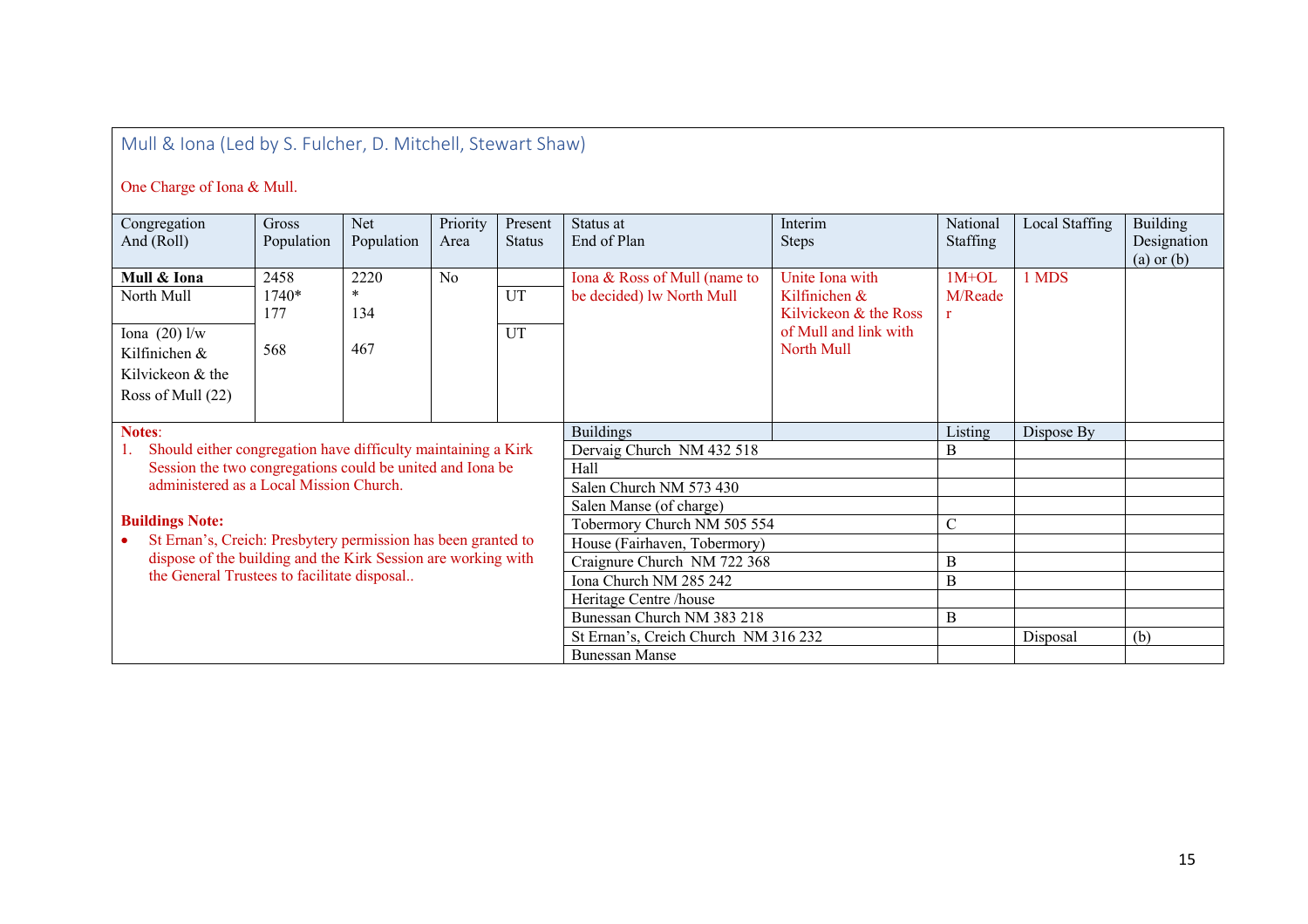## Mull & Iona (Led by S. Fulcher, D. Mitchell, Stewart Shaw)

One Charge of Iona & Mull.

| Congregation And (Roll) | Gross Population | Net Population | Priority Area | Present Status | Status at End of Plan | Interim Steps | National Staffing | Local Staffing | Building Designation (a) or (b) |
|---|---|---|---|---|---|---|---|---|---|
| **Mull & Iona** | 2458 | 2220 | No | | Iona & Ross of Mull (name to be decided) lw North Mull | Unite Iona with Kilfinichen & Kilvickeon & the Ross of Mull and link with North Mull | 1M+OL M/Reader | 1 MDS | |
| North Mull | 1740* 177 | * 134 | | UT | | | | | |
| Iona (20) l/w Kilfinichen & Kilvickeon & the Ross of Mull (22) | 568 | 467 | | UT | | | | | |

**Notes**:

1. Should either congregation have difficulty maintaining a Kirk Session the two congregations could be united and Iona be administered as a Local Mission Church.

**Buildings Note:**

- St Ernan's, Creich: Presbytery permission has been granted to dispose of the building and the Kirk Session are working with the General Trustees to facilitate disposal..

| Buildings | Listing | Dispose By | |
|---|---|---|---|
| Dervaig Church NM 432 518 | B | | |
| Hall | | | |
| Salen Church NM 573 430 | | | |
| Salen Manse (of charge) | | | |
| Tobermory Church NM 505 554 | C | | |
| House (Fairhaven, Tobermory) | | | |
| Craignure Church NM 722 368 | B | | |
| Iona Church NM 285 242 | B | | |
| Heritage Centre /house | | | |
| Bunessan Church NM 383 218 | B | | |
| St Ernan's, Creich Church NM 316 232 | | Disposal | (b) |
| Bunessan Manse | | | |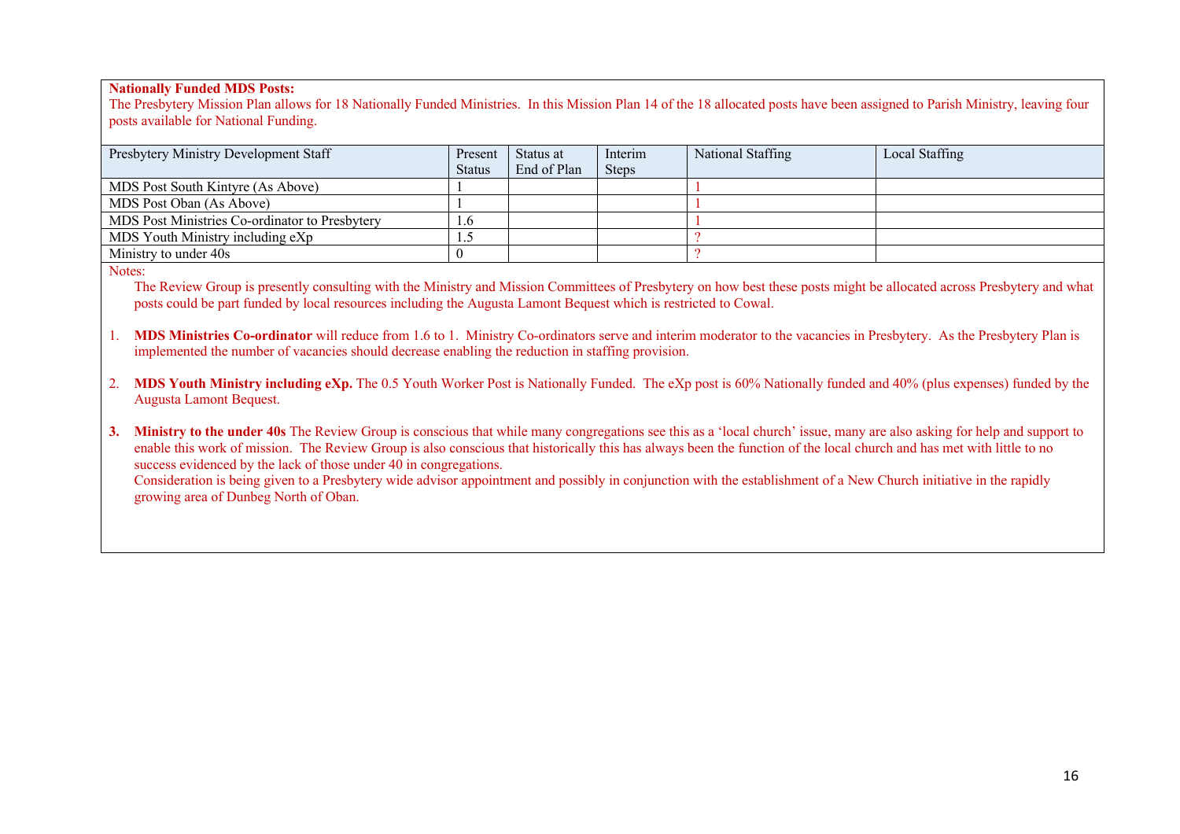**Nationally Funded MDS Posts:**

The Presbytery Mission Plan allows for 18 Nationally Funded Ministries. In this Mission Plan 14 of the 18 allocated posts have been assigned to Parish Ministry, leaving four posts available for National Funding.

| Presbytery Ministry Development Staff | Present Status | Status at End of Plan | Interim Steps | National Staffing | Local Staffing |
|---|---|---|---|---|---|
| MDS Post South Kintyre (As Above) | 1 | | | 1 | |
| MDS Post Oban (As Above) | 1 | | | 1 | |
| MDS Post Ministries Co-ordinator to Presbytery | 1.6 | | | 1 | |
| MDS Youth Ministry including eXp | 1.5 | | | ? | |
| Ministry to under 40s | 0 | | | ? | |

Notes:

The Review Group is presently consulting with the Ministry and Mission Committees of Presbytery on how best these posts might be allocated across Presbytery and what posts could be part funded by local resources including the Augusta Lamont Bequest which is restricted to Cowal.

1. **MDS Ministries Co-ordinator** will reduce from 1.6 to 1. Ministry Co-ordinators serve and interim moderator to the vacancies in Presbytery. As the Presbytery Plan is implemented the number of vacancies should decrease enabling the reduction in staffing provision.

2. **MDS Youth Ministry including eXp.** The 0.5 Youth Worker Post is Nationally Funded. The eXp post is 60% Nationally funded and 40% (plus expenses) funded by the Augusta Lamont Bequest.

3. **Ministry to the under 40s** The Review Group is conscious that while many congregations see this as a 'local church' issue, many are also asking for help and support to enable this work of mission. The Review Group is also conscious that historically this has always been the function of the local church and has met with little to no success evidenced by the lack of those under 40 in congregations.
   Consideration is being given to a Presbytery wide advisor appointment and possibly in conjunction with the establishment of a New Church initiative in the rapidly growing area of Dunbeg North of Oban.